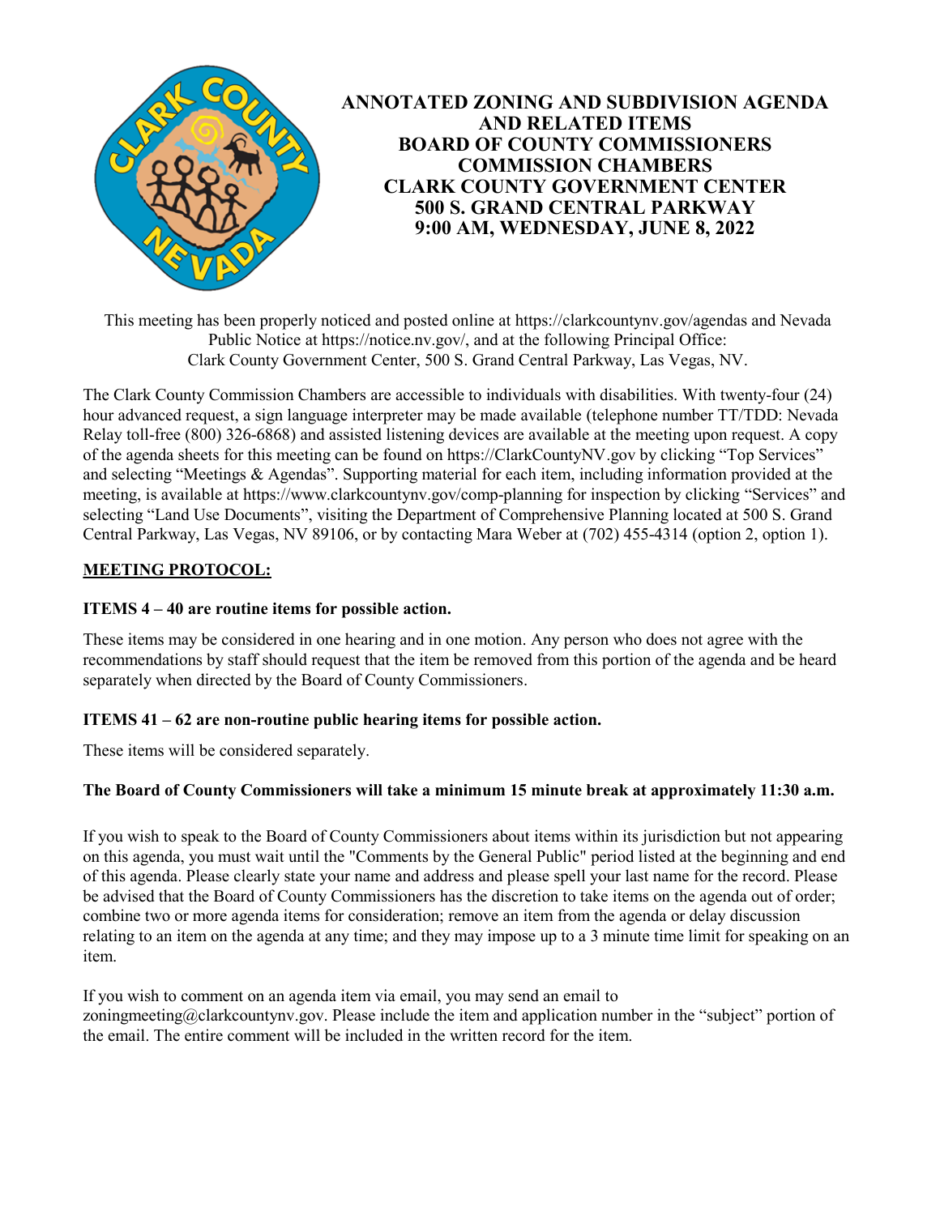# ANNOTATED ZONING AND SUBDIVISION AGENDA AND RELATED ITEMS BOARD OF COUNTY COMMISSIONERS COMMISSION CHAMBERS CLARK COUNTY GOVERNMENT CENTER 500 S. GRAND CENTRAL PARKWAY 9:00 AM, WEDNESDAY, JUNE 8, 2022

This meeting has been properly noticed and posted online at https://clarkcountynv.gov/agendas and Nevada Public Notice at https://notice.nv.gov/, and at the following Principal Office: Clark County Government Center, 500 S. Grand Central Parkway, Las Vegas, NV.

The Clark County Commission Chambers are accessible to individuals with disabilities. With twenty-four (24) hour advanced request, a sign language interpreter may be made available (telephone number TT/TDD: Nevada Relay toll-free (800) 326-6868) and assisted listening devices are available at the meeting upon request. A copy of the agenda sheets for this meeting can be found on https://ClarkCountyNV.gov by clicking "Top Services" and selecting "Meetings & Agendas". Supporting material for each item, including information provided at the meeting, is available at https://www.clarkcountynv.gov/comp-planning for inspection by clicking "Services" and selecting "Land Use Documents", visiting the Department of Comprehensive Planning located at 500 S. Grand Central Parkway, Las Vegas, NV 89106, or by contacting Mara Weber at (702) 455-4314 (option 2, option 1).

## MEETING PROTOCOL:

**ITEMS 4 – 40 are routine items for possible action.**

These items may be considered in one hearing and in one motion. Any person who does not agree with the recommendations by staff should request that the item be removed from this portion of the agenda and be heard separately when directed by the Board of County Commissioners.

**ITEMS 41 – 62 are non-routine public hearing items for possible action.**

These items will be considered separately.

**The Board of County Commissioners will take a minimum 15 minute break at approximately 11:30 a.m.**

If you wish to speak to the Board of County Commissioners about items within its jurisdiction but not appearing on this agenda, you must wait until the "Comments by the General Public" period listed at the beginning and end of this agenda. Please clearly state your name and address and please spell your last name for the record. Please be advised that the Board of County Commissioners has the discretion to take items on the agenda out of order; combine two or more agenda items for consideration; remove an item from the agenda or delay discussion relating to an item on the agenda at any time; and they may impose up to a 3 minute time limit for speaking on an item.

If you wish to comment on an agenda item via email, you may send an email to zoningmeeting@clarkcountynv.gov. Please include the item and application number in the "subject" portion of the email. The entire comment will be included in the written record for the item.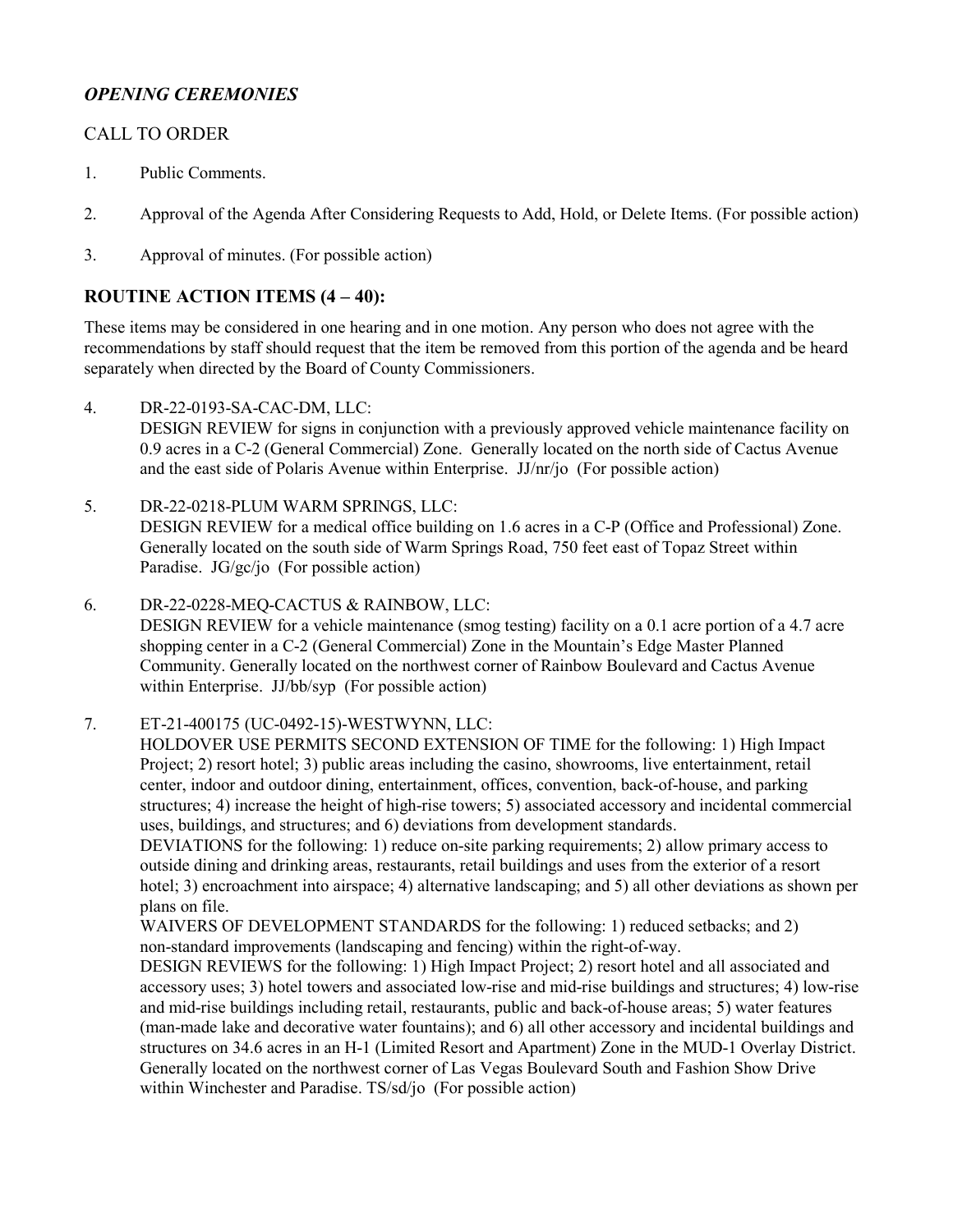## *OPENING CEREMONIES*

CALL TO ORDER

1. Public Comments.

2. Approval of the Agenda After Considering Requests to Add, Hold, or Delete Items. (For possible action)

3. Approval of minutes. (For possible action)

## ROUTINE ACTION ITEMS (4 – 40):

These items may be considered in one hearing and in one motion. Any person who does not agree with the recommendations by staff should request that the item be removed from this portion of the agenda and be heard separately when directed by the Board of County Commissioners.

4. DR-22-0193-SA-CAC-DM, LLC:
   DESIGN REVIEW for signs in conjunction with a previously approved vehicle maintenance facility on 0.9 acres in a C-2 (General Commercial) Zone. Generally located on the north side of Cactus Avenue and the east side of Polaris Avenue within Enterprise. JJ/nr/jo (For possible action)

5. DR-22-0218-PLUM WARM SPRINGS, LLC:
   DESIGN REVIEW for a medical office building on 1.6 acres in a C-P (Office and Professional) Zone. Generally located on the south side of Warm Springs Road, 750 feet east of Topaz Street within Paradise. JG/gc/jo (For possible action)

6. DR-22-0228-MEQ-CACTUS & RAINBOW, LLC:
   DESIGN REVIEW for a vehicle maintenance (smog testing) facility on a 0.1 acre portion of a 4.7 acre shopping center in a C-2 (General Commercial) Zone in the Mountain's Edge Master Planned Community. Generally located on the northwest corner of Rainbow Boulevard and Cactus Avenue within Enterprise. JJ/bb/syp (For possible action)

7. ET-21-400175 (UC-0492-15)-WESTWYNN, LLC:
   HOLDOVER USE PERMITS SECOND EXTENSION OF TIME for the following: 1) High Impact Project; 2) resort hotel; 3) public areas including the casino, showrooms, live entertainment, retail center, indoor and outdoor dining, entertainment, offices, convention, back-of-house, and parking structures; 4) increase the height of high-rise towers; 5) associated accessory and incidental commercial uses, buildings, and structures; and 6) deviations from development standards.
   DEVIATIONS for the following: 1) reduce on-site parking requirements; 2) allow primary access to outside dining and drinking areas, restaurants, retail buildings and uses from the exterior of a resort hotel; 3) encroachment into airspace; 4) alternative landscaping; and 5) all other deviations as shown per plans on file.
   WAIVERS OF DEVELOPMENT STANDARDS for the following: 1) reduced setbacks; and 2) non-standard improvements (landscaping and fencing) within the right-of-way.
   DESIGN REVIEWS for the following: 1) High Impact Project; 2) resort hotel and all associated and accessory uses; 3) hotel towers and associated low-rise and mid-rise buildings and structures; 4) low-rise and mid-rise buildings including retail, restaurants, public and back-of-house areas; 5) water features (man-made lake and decorative water fountains); and 6) all other accessory and incidental buildings and structures on 34.6 acres in an H-1 (Limited Resort and Apartment) Zone in the MUD-1 Overlay District. Generally located on the northwest corner of Las Vegas Boulevard South and Fashion Show Drive within Winchester and Paradise. TS/sd/jo (For possible action)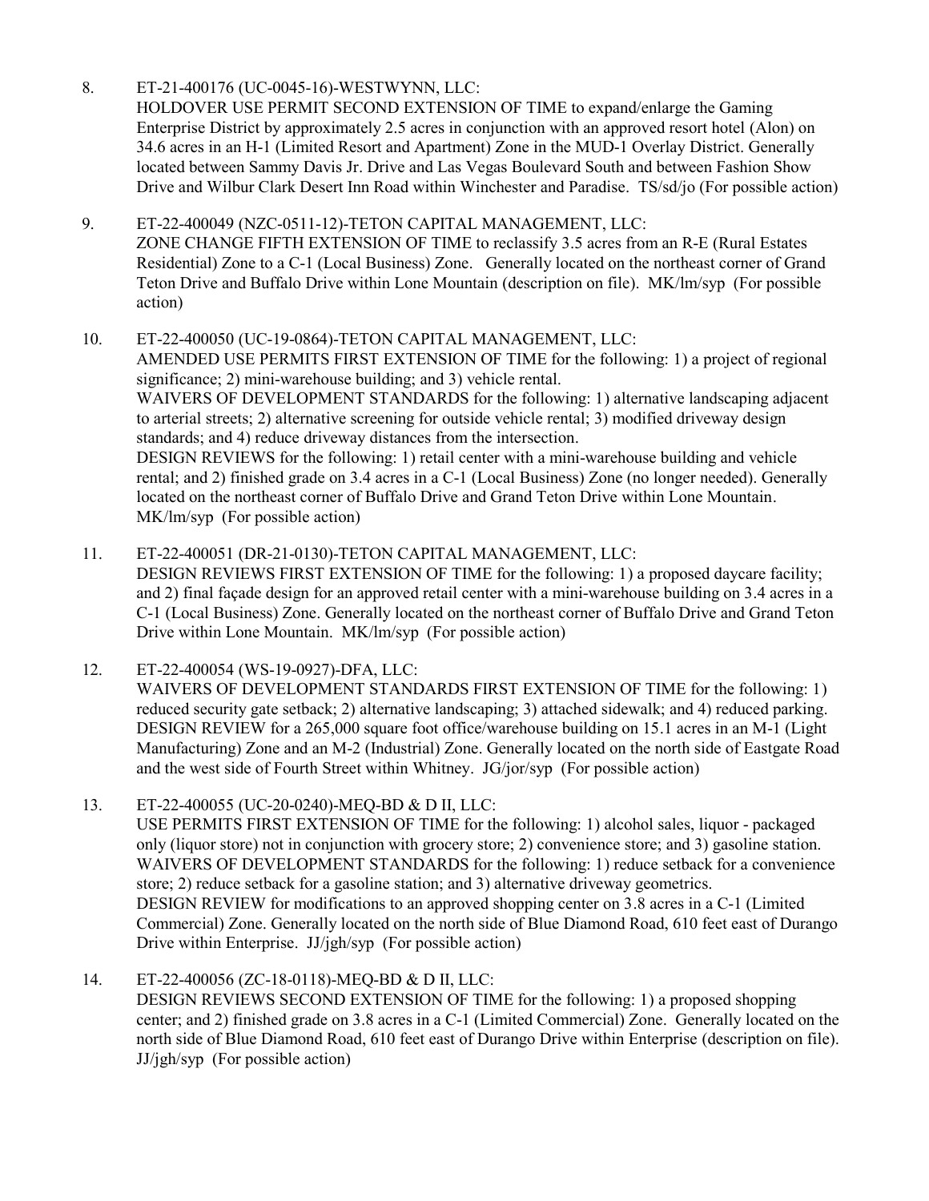8. ET-21-400176 (UC-0045-16)-WESTWYNN, LLC:
   HOLDOVER USE PERMIT SECOND EXTENSION OF TIME to expand/enlarge the Gaming Enterprise District by approximately 2.5 acres in conjunction with an approved resort hotel (Alon) on 34.6 acres in an H-1 (Limited Resort and Apartment) Zone in the MUD-1 Overlay District. Generally located between Sammy Davis Jr. Drive and Las Vegas Boulevard South and between Fashion Show Drive and Wilbur Clark Desert Inn Road within Winchester and Paradise. TS/sd/jo (For possible action)

9. ET-22-400049 (NZC-0511-12)-TETON CAPITAL MANAGEMENT, LLC:
   ZONE CHANGE FIFTH EXTENSION OF TIME to reclassify 3.5 acres from an R-E (Rural Estates Residential) Zone to a C-1 (Local Business) Zone. Generally located on the northeast corner of Grand Teton Drive and Buffalo Drive within Lone Mountain (description on file). MK/lm/syp (For possible action)

10. ET-22-400050 (UC-19-0864)-TETON CAPITAL MANAGEMENT, LLC:
    AMENDED USE PERMITS FIRST EXTENSION OF TIME for the following: 1) a project of regional significance; 2) mini-warehouse building; and 3) vehicle rental.
    WAIVERS OF DEVELOPMENT STANDARDS for the following: 1) alternative landscaping adjacent to arterial streets; 2) alternative screening for outside vehicle rental; 3) modified driveway design standards; and 4) reduce driveway distances from the intersection.
    DESIGN REVIEWS for the following: 1) retail center with a mini-warehouse building and vehicle rental; and 2) finished grade on 3.4 acres in a C-1 (Local Business) Zone (no longer needed). Generally located on the northeast corner of Buffalo Drive and Grand Teton Drive within Lone Mountain. MK/lm/syp (For possible action)

11. ET-22-400051 (DR-21-0130)-TETON CAPITAL MANAGEMENT, LLC:
    DESIGN REVIEWS FIRST EXTENSION OF TIME for the following: 1) a proposed daycare facility; and 2) final façade design for an approved retail center with a mini-warehouse building on 3.4 acres in a C-1 (Local Business) Zone. Generally located on the northeast corner of Buffalo Drive and Grand Teton Drive within Lone Mountain. MK/lm/syp (For possible action)

12. ET-22-400054 (WS-19-0927)-DFA, LLC:
    WAIVERS OF DEVELOPMENT STANDARDS FIRST EXTENSION OF TIME for the following: 1) reduced security gate setback; 2) alternative landscaping; 3) attached sidewalk; and 4) reduced parking.
    DESIGN REVIEW for a 265,000 square foot office/warehouse building on 15.1 acres in an M-1 (Light Manufacturing) Zone and an M-2 (Industrial) Zone. Generally located on the north side of Eastgate Road and the west side of Fourth Street within Whitney. JG/jor/syp (For possible action)

13. ET-22-400055 (UC-20-0240)-MEQ-BD & D II, LLC:
    USE PERMITS FIRST EXTENSION OF TIME for the following: 1) alcohol sales, liquor - packaged only (liquor store) not in conjunction with grocery store; 2) convenience store; and 3) gasoline station.
    WAIVERS OF DEVELOPMENT STANDARDS for the following: 1) reduce setback for a convenience store; 2) reduce setback for a gasoline station; and 3) alternative driveway geometrics.
    DESIGN REVIEW for modifications to an approved shopping center on 3.8 acres in a C-1 (Limited Commercial) Zone. Generally located on the north side of Blue Diamond Road, 610 feet east of Durango Drive within Enterprise. JJ/jgh/syp (For possible action)

14. ET-22-400056 (ZC-18-0118)-MEQ-BD & D II, LLC:
    DESIGN REVIEWS SECOND EXTENSION OF TIME for the following: 1) a proposed shopping center; and 2) finished grade on 3.8 acres in a C-1 (Limited Commercial) Zone. Generally located on the north side of Blue Diamond Road, 610 feet east of Durango Drive within Enterprise (description on file). JJ/jgh/syp (For possible action)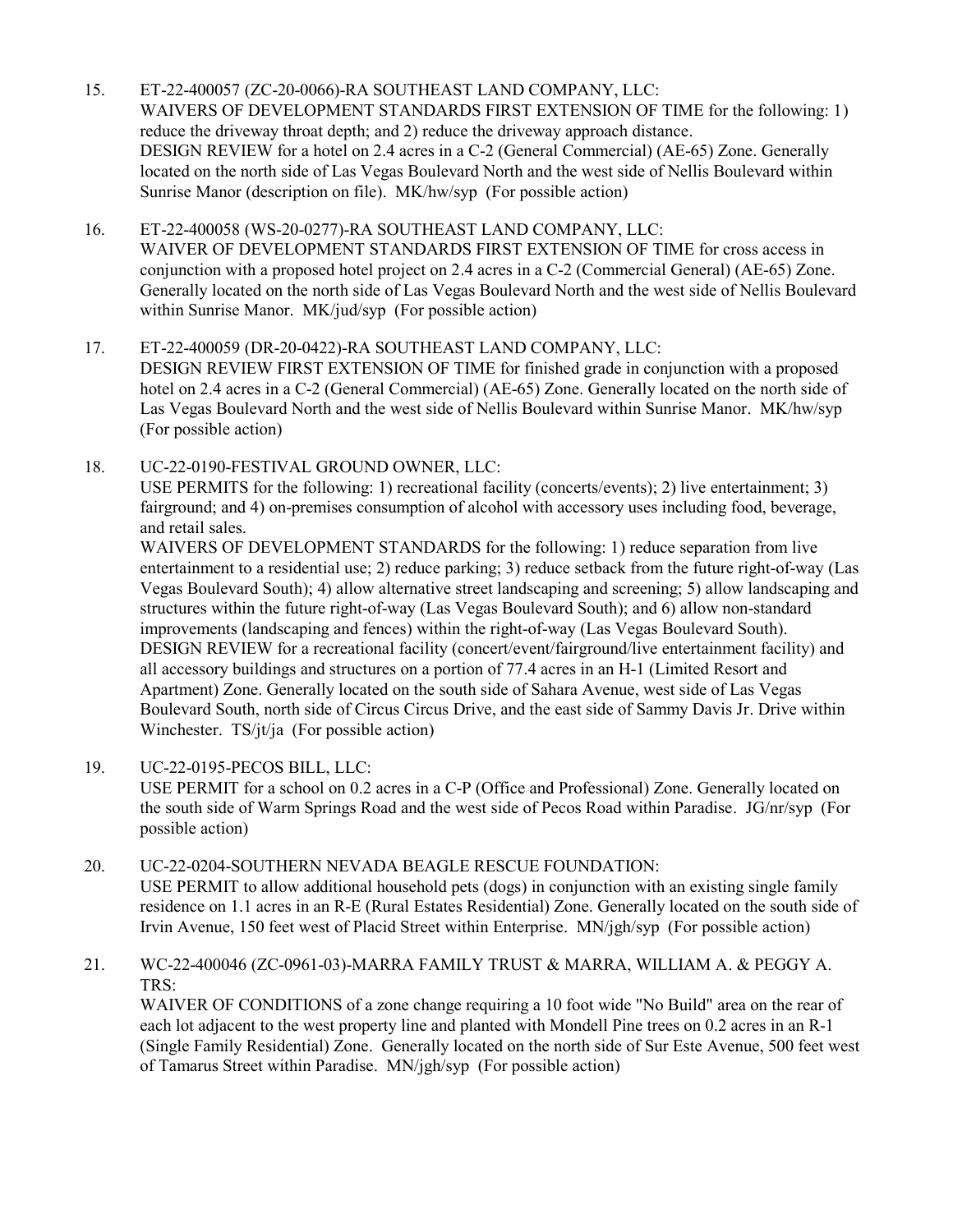15. ET-22-400057 (ZC-20-0066)-RA SOUTHEAST LAND COMPANY, LLC:
    WAIVERS OF DEVELOPMENT STANDARDS FIRST EXTENSION OF TIME for the following: 1) reduce the driveway throat depth; and 2) reduce the driveway approach distance.
    DESIGN REVIEW for a hotel on 2.4 acres in a C-2 (General Commercial) (AE-65) Zone. Generally located on the north side of Las Vegas Boulevard North and the west side of Nellis Boulevard within Sunrise Manor (description on file). MK/hw/syp (For possible action)

16. ET-22-400058 (WS-20-0277)-RA SOUTHEAST LAND COMPANY, LLC:
    WAIVER OF DEVELOPMENT STANDARDS FIRST EXTENSION OF TIME for cross access in conjunction with a proposed hotel project on 2.4 acres in a C-2 (Commercial General) (AE-65) Zone. Generally located on the north side of Las Vegas Boulevard North and the west side of Nellis Boulevard within Sunrise Manor. MK/jud/syp (For possible action)

17. ET-22-400059 (DR-20-0422)-RA SOUTHEAST LAND COMPANY, LLC:
    DESIGN REVIEW FIRST EXTENSION OF TIME for finished grade in conjunction with a proposed hotel on 2.4 acres in a C-2 (General Commercial) (AE-65) Zone. Generally located on the north side of Las Vegas Boulevard North and the west side of Nellis Boulevard within Sunrise Manor. MK/hw/syp (For possible action)

18. UC-22-0190-FESTIVAL GROUND OWNER, LLC:
    USE PERMITS for the following: 1) recreational facility (concerts/events); 2) live entertainment; 3) fairground; and 4) on-premises consumption of alcohol with accessory uses including food, beverage, and retail sales.
    WAIVERS OF DEVELOPMENT STANDARDS for the following: 1) reduce separation from live entertainment to a residential use; 2) reduce parking; 3) reduce setback from the future right-of-way (Las Vegas Boulevard South); 4) allow alternative street landscaping and screening; 5) allow landscaping and structures within the future right-of-way (Las Vegas Boulevard South); and 6) allow non-standard improvements (landscaping and fences) within the right-of-way (Las Vegas Boulevard South).
    DESIGN REVIEW for a recreational facility (concert/event/fairground/live entertainment facility) and all accessory buildings and structures on a portion of 77.4 acres in an H-1 (Limited Resort and Apartment) Zone. Generally located on the south side of Sahara Avenue, west side of Las Vegas Boulevard South, north side of Circus Circus Drive, and the east side of Sammy Davis Jr. Drive within Winchester. TS/jt/ja (For possible action)

19. UC-22-0195-PECOS BILL, LLC:
    USE PERMIT for a school on 0.2 acres in a C-P (Office and Professional) Zone. Generally located on the south side of Warm Springs Road and the west side of Pecos Road within Paradise. JG/nr/syp (For possible action)

20. UC-22-0204-SOUTHERN NEVADA BEAGLE RESCUE FOUNDATION:
    USE PERMIT to allow additional household pets (dogs) in conjunction with an existing single family residence on 1.1 acres in an R-E (Rural Estates Residential) Zone. Generally located on the south side of Irvin Avenue, 150 feet west of Placid Street within Enterprise. MN/jgh/syp (For possible action)

21. WC-22-400046 (ZC-0961-03)-MARRA FAMILY TRUST & MARRA, WILLIAM A. & PEGGY A. TRS:
    WAIVER OF CONDITIONS of a zone change requiring a 10 foot wide "No Build" area on the rear of each lot adjacent to the west property line and planted with Mondell Pine trees on 0.2 acres in an R-1 (Single Family Residential) Zone. Generally located on the north side of Sur Este Avenue, 500 feet west of Tamarus Street within Paradise. MN/jgh/syp (For possible action)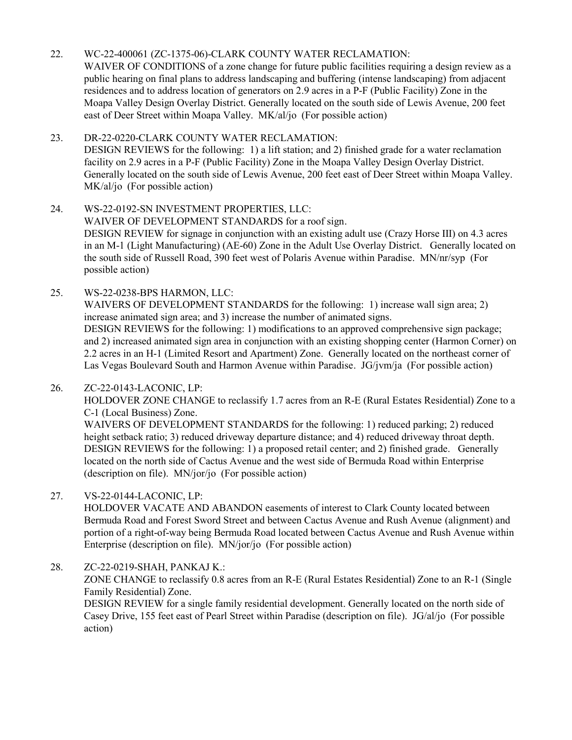22. WC-22-400061 (ZC-1375-06)-CLARK COUNTY WATER RECLAMATION:
    WAIVER OF CONDITIONS of a zone change for future public facilities requiring a design review as a public hearing on final plans to address landscaping and buffering (intense landscaping) from adjacent residences and to address location of generators on 2.9 acres in a P-F (Public Facility) Zone in the Moapa Valley Design Overlay District. Generally located on the south side of Lewis Avenue, 200 feet east of Deer Street within Moapa Valley. MK/al/jo (For possible action)

23. DR-22-0220-CLARK COUNTY WATER RECLAMATION:
    DESIGN REVIEWS for the following: 1) a lift station; and 2) finished grade for a water reclamation facility on 2.9 acres in a P-F (Public Facility) Zone in the Moapa Valley Design Overlay District. Generally located on the south side of Lewis Avenue, 200 feet east of Deer Street within Moapa Valley. MK/al/jo (For possible action)

24. WS-22-0192-SN INVESTMENT PROPERTIES, LLC:
    WAIVER OF DEVELOPMENT STANDARDS for a roof sign.
    DESIGN REVIEW for signage in conjunction with an existing adult use (Crazy Horse III) on 4.3 acres in an M-1 (Light Manufacturing) (AE-60) Zone in the Adult Use Overlay District. Generally located on the south side of Russell Road, 390 feet west of Polaris Avenue within Paradise. MN/nr/syp (For possible action)

25. WS-22-0238-BPS HARMON, LLC:
    WAIVERS OF DEVELOPMENT STANDARDS for the following: 1) increase wall sign area; 2) increase animated sign area; and 3) increase the number of animated signs.
    DESIGN REVIEWS for the following: 1) modifications to an approved comprehensive sign package; and 2) increased animated sign area in conjunction with an existing shopping center (Harmon Corner) on 2.2 acres in an H-1 (Limited Resort and Apartment) Zone. Generally located on the northeast corner of Las Vegas Boulevard South and Harmon Avenue within Paradise. JG/jvm/ja (For possible action)

26. ZC-22-0143-LACONIC, LP:
    HOLDOVER ZONE CHANGE to reclassify 1.7 acres from an R-E (Rural Estates Residential) Zone to a C-1 (Local Business) Zone.
    WAIVERS OF DEVELOPMENT STANDARDS for the following: 1) reduced parking; 2) reduced height setback ratio; 3) reduced driveway departure distance; and 4) reduced driveway throat depth.
    DESIGN REVIEWS for the following: 1) a proposed retail center; and 2) finished grade. Generally located on the north side of Cactus Avenue and the west side of Bermuda Road within Enterprise (description on file). MN/jor/jo (For possible action)

27. VS-22-0144-LACONIC, LP:
    HOLDOVER VACATE AND ABANDON easements of interest to Clark County located between Bermuda Road and Forest Sword Street and between Cactus Avenue and Rush Avenue (alignment) and portion of a right-of-way being Bermuda Road located between Cactus Avenue and Rush Avenue within Enterprise (description on file). MN/jor/jo (For possible action)

28. ZC-22-0219-SHAH, PANKAJ K.:
    ZONE CHANGE to reclassify 0.8 acres from an R-E (Rural Estates Residential) Zone to an R-1 (Single Family Residential) Zone.
    DESIGN REVIEW for a single family residential development. Generally located on the north side of Casey Drive, 155 feet east of Pearl Street within Paradise (description on file). JG/al/jo (For possible action)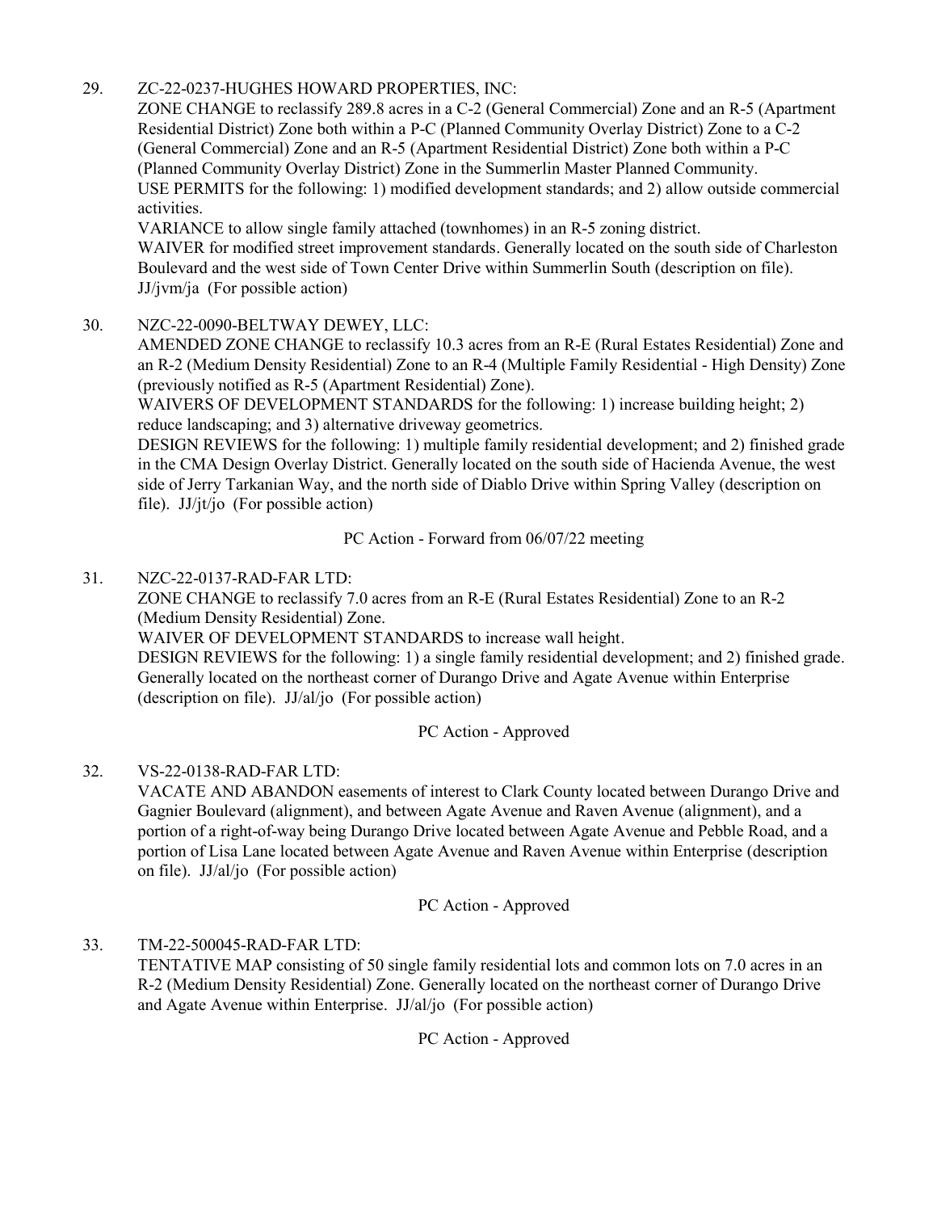29. ZC-22-0237-HUGHES HOWARD PROPERTIES, INC:

    ZONE CHANGE to reclassify 289.8 acres in a C-2 (General Commercial) Zone and an R-5 (Apartment Residential District) Zone both within a P-C (Planned Community Overlay District) Zone to a C-2 (General Commercial) Zone and an R-5 (Apartment Residential District) Zone both within a P-C (Planned Community Overlay District) Zone in the Summerlin Master Planned Community.

    USE PERMITS for the following: 1) modified development standards; and 2) allow outside commercial activities.

    VARIANCE to allow single family attached (townhomes) in an R-5 zoning district.

    WAIVER for modified street improvement standards. Generally located on the south side of Charleston Boulevard and the west side of Town Center Drive within Summerlin South (description on file). JJ/jvm/ja (For possible action)

30. NZC-22-0090-BELTWAY DEWEY, LLC:

    AMENDED ZONE CHANGE to reclassify 10.3 acres from an R-E (Rural Estates Residential) Zone and an R-2 (Medium Density Residential) Zone to an R-4 (Multiple Family Residential - High Density) Zone (previously notified as R-5 (Apartment Residential) Zone).

    WAIVERS OF DEVELOPMENT STANDARDS for the following: 1) increase building height; 2) reduce landscaping; and 3) alternative driveway geometrics.

    DESIGN REVIEWS for the following: 1) multiple family residential development; and 2) finished grade in the CMA Design Overlay District. Generally located on the south side of Hacienda Avenue, the west side of Jerry Tarkanian Way, and the north side of Diablo Drive within Spring Valley (description on file). JJ/jt/jo (For possible action)

    PC Action - Forward from 06/07/22 meeting

31. NZC-22-0137-RAD-FAR LTD:

    ZONE CHANGE to reclassify 7.0 acres from an R-E (Rural Estates Residential) Zone to an R-2 (Medium Density Residential) Zone.

    WAIVER OF DEVELOPMENT STANDARDS to increase wall height.

    DESIGN REVIEWS for the following: 1) a single family residential development; and 2) finished grade. Generally located on the northeast corner of Durango Drive and Agate Avenue within Enterprise (description on file). JJ/al/jo (For possible action)

    PC Action - Approved

32. VS-22-0138-RAD-FAR LTD:

    VACATE AND ABANDON easements of interest to Clark County located between Durango Drive and Gagnier Boulevard (alignment), and between Agate Avenue and Raven Avenue (alignment), and a portion of a right-of-way being Durango Drive located between Agate Avenue and Pebble Road, and a portion of Lisa Lane located between Agate Avenue and Raven Avenue within Enterprise (description on file). JJ/al/jo (For possible action)

    PC Action - Approved

33. TM-22-500045-RAD-FAR LTD:

    TENTATIVE MAP consisting of 50 single family residential lots and common lots on 7.0 acres in an R-2 (Medium Density Residential) Zone. Generally located on the northeast corner of Durango Drive and Agate Avenue within Enterprise. JJ/al/jo (For possible action)

    PC Action - Approved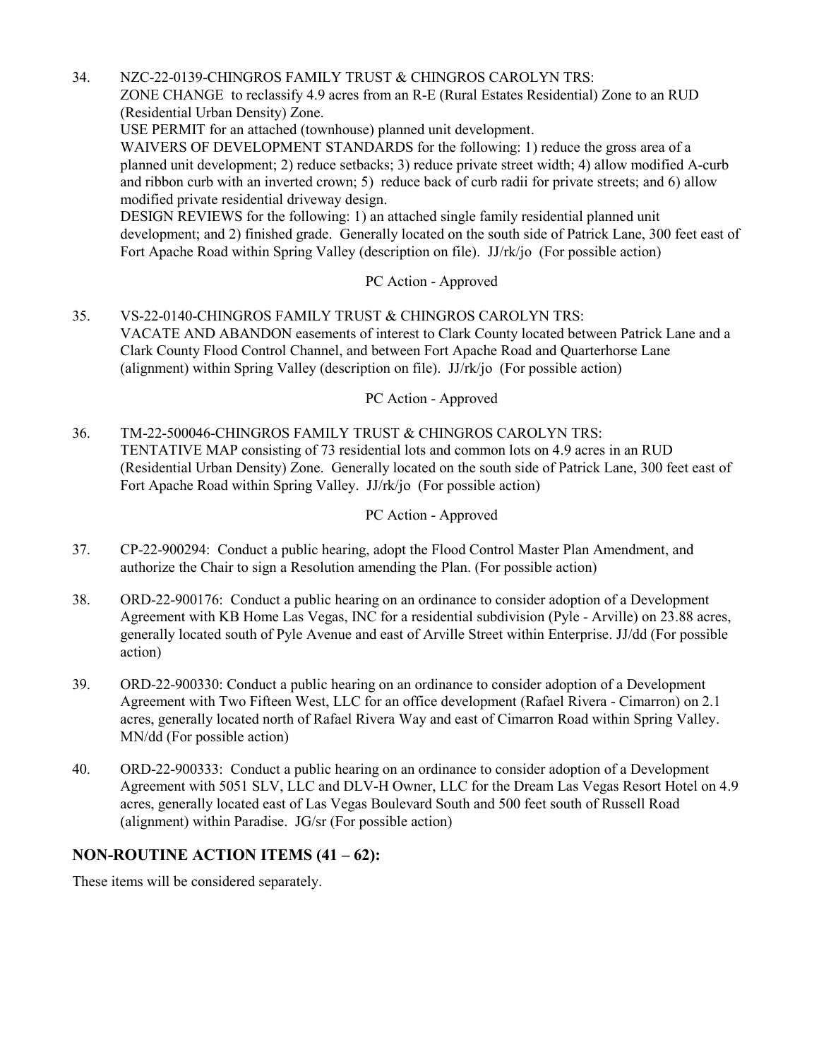34. NZC-22-0139-CHINGROS FAMILY TRUST & CHINGROS CAROLYN TRS:
    ZONE CHANGE to reclassify 4.9 acres from an R-E (Rural Estates Residential) Zone to an RUD (Residential Urban Density) Zone.
    USE PERMIT for an attached (townhouse) planned unit development.
    WAIVERS OF DEVELOPMENT STANDARDS for the following: 1) reduce the gross area of a planned unit development; 2) reduce setbacks; 3) reduce private street width; 4) allow modified A-curb and ribbon curb with an inverted crown; 5) reduce back of curb radii for private streets; and 6) allow modified private residential driveway design.
    DESIGN REVIEWS for the following: 1) an attached single family residential planned unit development; and 2) finished grade. Generally located on the south side of Patrick Lane, 300 feet east of Fort Apache Road within Spring Valley (description on file). JJ/rk/jo (For possible action)

    PC Action - Approved

35. VS-22-0140-CHINGROS FAMILY TRUST & CHINGROS CAROLYN TRS:
    VACATE AND ABANDON easements of interest to Clark County located between Patrick Lane and a Clark County Flood Control Channel, and between Fort Apache Road and Quarterhorse Lane (alignment) within Spring Valley (description on file). JJ/rk/jo (For possible action)

    PC Action - Approved

36. TM-22-500046-CHINGROS FAMILY TRUST & CHINGROS CAROLYN TRS:
    TENTATIVE MAP consisting of 73 residential lots and common lots on 4.9 acres in an RUD (Residential Urban Density) Zone. Generally located on the south side of Patrick Lane, 300 feet east of Fort Apache Road within Spring Valley. JJ/rk/jo (For possible action)

    PC Action - Approved

37. CP-22-900294: Conduct a public hearing, adopt the Flood Control Master Plan Amendment, and authorize the Chair to sign a Resolution amending the Plan. (For possible action)

38. ORD-22-900176: Conduct a public hearing on an ordinance to consider adoption of a Development Agreement with KB Home Las Vegas, INC for a residential subdivision (Pyle - Arville) on 23.88 acres, generally located south of Pyle Avenue and east of Arville Street within Enterprise. JJ/dd (For possible action)

39. ORD-22-900330: Conduct a public hearing on an ordinance to consider adoption of a Development Agreement with Two Fifteen West, LLC for an office development (Rafael Rivera - Cimarron) on 2.1 acres, generally located north of Rafael Rivera Way and east of Cimarron Road within Spring Valley. MN/dd (For possible action)

40. ORD-22-900333: Conduct a public hearing on an ordinance to consider adoption of a Development Agreement with 5051 SLV, LLC and DLV-H Owner, LLC for the Dream Las Vegas Resort Hotel on 4.9 acres, generally located east of Las Vegas Boulevard South and 500 feet south of Russell Road (alignment) within Paradise. JG/sr (For possible action)

## NON-ROUTINE ACTION ITEMS (41 – 62):

These items will be considered separately.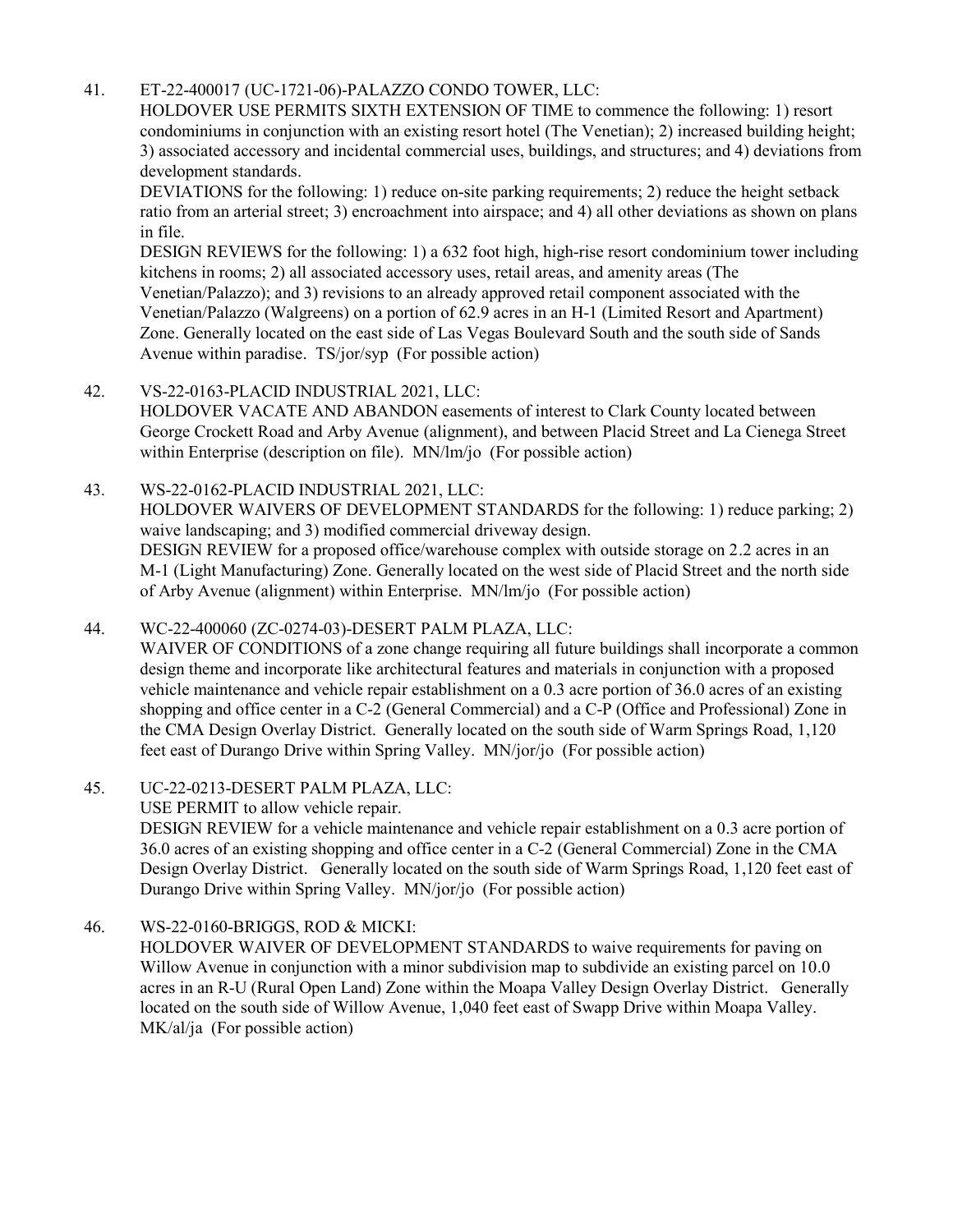41. ET-22-400017 (UC-1721-06)-PALAZZO CONDO TOWER, LLC:
    HOLDOVER USE PERMITS SIXTH EXTENSION OF TIME to commence the following: 1) resort condominiums in conjunction with an existing resort hotel (The Venetian); 2) increased building height; 3) associated accessory and incidental commercial uses, buildings, and structures; and 4) deviations from development standards.
    DEVIATIONS for the following: 1) reduce on-site parking requirements; 2) reduce the height setback ratio from an arterial street; 3) encroachment into airspace; and 4) all other deviations as shown on plans in file.
    DESIGN REVIEWS for the following: 1) a 632 foot high, high-rise resort condominium tower including kitchens in rooms; 2) all associated accessory uses, retail areas, and amenity areas (The Venetian/Palazzo); and 3) revisions to an already approved retail component associated with the Venetian/Palazzo (Walgreens) on a portion of 62.9 acres in an H-1 (Limited Resort and Apartment) Zone. Generally located on the east side of Las Vegas Boulevard South and the south side of Sands Avenue within paradise. TS/jor/syp (For possible action)

42. VS-22-0163-PLACID INDUSTRIAL 2021, LLC:
    HOLDOVER VACATE AND ABANDON easements of interest to Clark County located between George Crockett Road and Arby Avenue (alignment), and between Placid Street and La Cienega Street within Enterprise (description on file). MN/lm/jo (For possible action)

43. WS-22-0162-PLACID INDUSTRIAL 2021, LLC:
    HOLDOVER WAIVERS OF DEVELOPMENT STANDARDS for the following: 1) reduce parking; 2) waive landscaping; and 3) modified commercial driveway design.
    DESIGN REVIEW for a proposed office/warehouse complex with outside storage on 2.2 acres in an M-1 (Light Manufacturing) Zone. Generally located on the west side of Placid Street and the north side of Arby Avenue (alignment) within Enterprise. MN/lm/jo (For possible action)

44. WC-22-400060 (ZC-0274-03)-DESERT PALM PLAZA, LLC:
    WAIVER OF CONDITIONS of a zone change requiring all future buildings shall incorporate a common design theme and incorporate like architectural features and materials in conjunction with a proposed vehicle maintenance and vehicle repair establishment on a 0.3 acre portion of 36.0 acres of an existing shopping and office center in a C-2 (General Commercial) and a C-P (Office and Professional) Zone in the CMA Design Overlay District. Generally located on the south side of Warm Springs Road, 1,120 feet east of Durango Drive within Spring Valley. MN/jor/jo (For possible action)

45. UC-22-0213-DESERT PALM PLAZA, LLC:
    USE PERMIT to allow vehicle repair.
    DESIGN REVIEW for a vehicle maintenance and vehicle repair establishment on a 0.3 acre portion of 36.0 acres of an existing shopping and office center in a C-2 (General Commercial) Zone in the CMA Design Overlay District. Generally located on the south side of Warm Springs Road, 1,120 feet east of Durango Drive within Spring Valley. MN/jor/jo (For possible action)

46. WS-22-0160-BRIGGS, ROD & MICKI:
    HOLDOVER WAIVER OF DEVELOPMENT STANDARDS to waive requirements for paving on Willow Avenue in conjunction with a minor subdivision map to subdivide an existing parcel on 10.0 acres in an R-U (Rural Open Land) Zone within the Moapa Valley Design Overlay District. Generally located on the south side of Willow Avenue, 1,040 feet east of Swapp Drive within Moapa Valley. MK/al/ja (For possible action)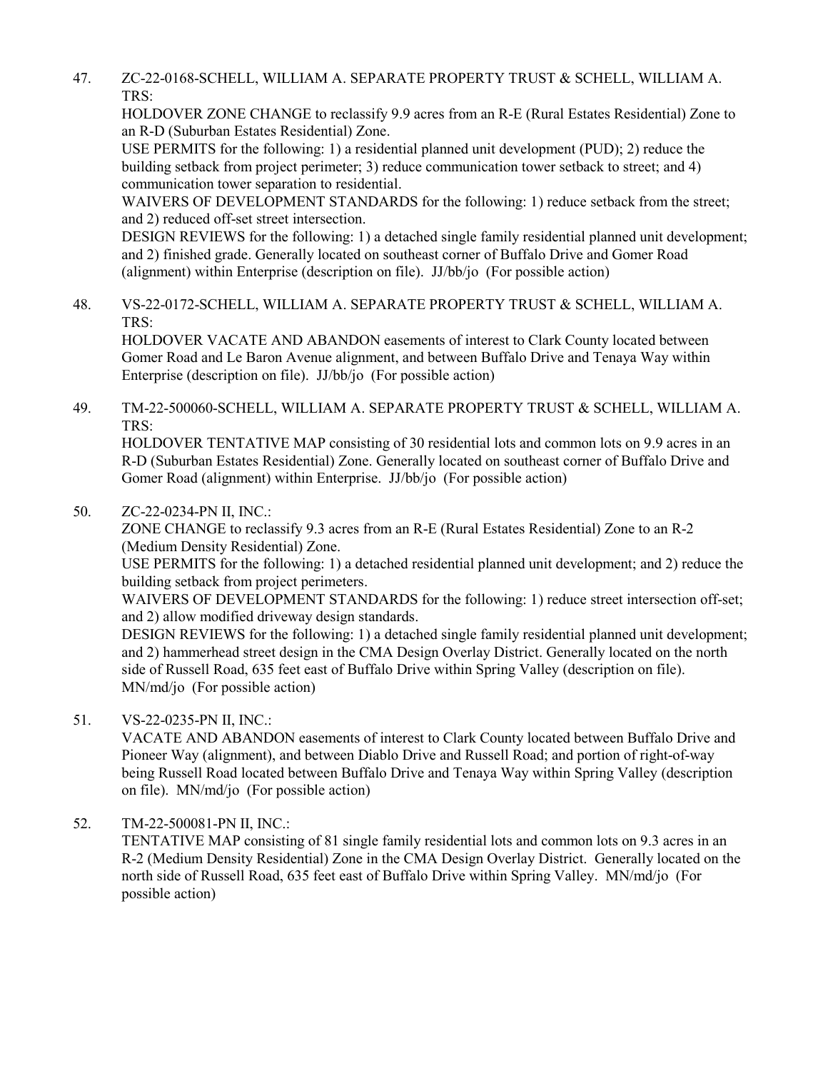47. ZC-22-0168-SCHELL, WILLIAM A. SEPARATE PROPERTY TRUST & SCHELL, WILLIAM A. TRS:
    HOLDOVER ZONE CHANGE to reclassify 9.9 acres from an R-E (Rural Estates Residential) Zone to an R-D (Suburban Estates Residential) Zone.
    USE PERMITS for the following: 1) a residential planned unit development (PUD); 2) reduce the building setback from project perimeter; 3) reduce communication tower setback to street; and 4) communication tower separation to residential.
    WAIVERS OF DEVELOPMENT STANDARDS for the following: 1) reduce setback from the street; and 2) reduced off-set street intersection.
    DESIGN REVIEWS for the following: 1) a detached single family residential planned unit development; and 2) finished grade. Generally located on southeast corner of Buffalo Drive and Gomer Road (alignment) within Enterprise (description on file). JJ/bb/jo (For possible action)

48. VS-22-0172-SCHELL, WILLIAM A. SEPARATE PROPERTY TRUST & SCHELL, WILLIAM A. TRS:
    HOLDOVER VACATE AND ABANDON easements of interest to Clark County located between Gomer Road and Le Baron Avenue alignment, and between Buffalo Drive and Tenaya Way within Enterprise (description on file). JJ/bb/jo (For possible action)

49. TM-22-500060-SCHELL, WILLIAM A. SEPARATE PROPERTY TRUST & SCHELL, WILLIAM A. TRS:
    HOLDOVER TENTATIVE MAP consisting of 30 residential lots and common lots on 9.9 acres in an R-D (Suburban Estates Residential) Zone. Generally located on southeast corner of Buffalo Drive and Gomer Road (alignment) within Enterprise. JJ/bb/jo (For possible action)

50. ZC-22-0234-PN II, INC.:
    ZONE CHANGE to reclassify 9.3 acres from an R-E (Rural Estates Residential) Zone to an R-2 (Medium Density Residential) Zone.
    USE PERMITS for the following: 1) a detached residential planned unit development; and 2) reduce the building setback from project perimeters.
    WAIVERS OF DEVELOPMENT STANDARDS for the following: 1) reduce street intersection off-set; and 2) allow modified driveway design standards.
    DESIGN REVIEWS for the following: 1) a detached single family residential planned unit development; and 2) hammerhead street design in the CMA Design Overlay District. Generally located on the north side of Russell Road, 635 feet east of Buffalo Drive within Spring Valley (description on file). MN/md/jo (For possible action)

51. VS-22-0235-PN II, INC.:
    VACATE AND ABANDON easements of interest to Clark County located between Buffalo Drive and Pioneer Way (alignment), and between Diablo Drive and Russell Road; and portion of right-of-way being Russell Road located between Buffalo Drive and Tenaya Way within Spring Valley (description on file). MN/md/jo (For possible action)

52. TM-22-500081-PN II, INC.:
    TENTATIVE MAP consisting of 81 single family residential lots and common lots on 9.3 acres in an R-2 (Medium Density Residential) Zone in the CMA Design Overlay District. Generally located on the north side of Russell Road, 635 feet east of Buffalo Drive within Spring Valley. MN/md/jo (For possible action)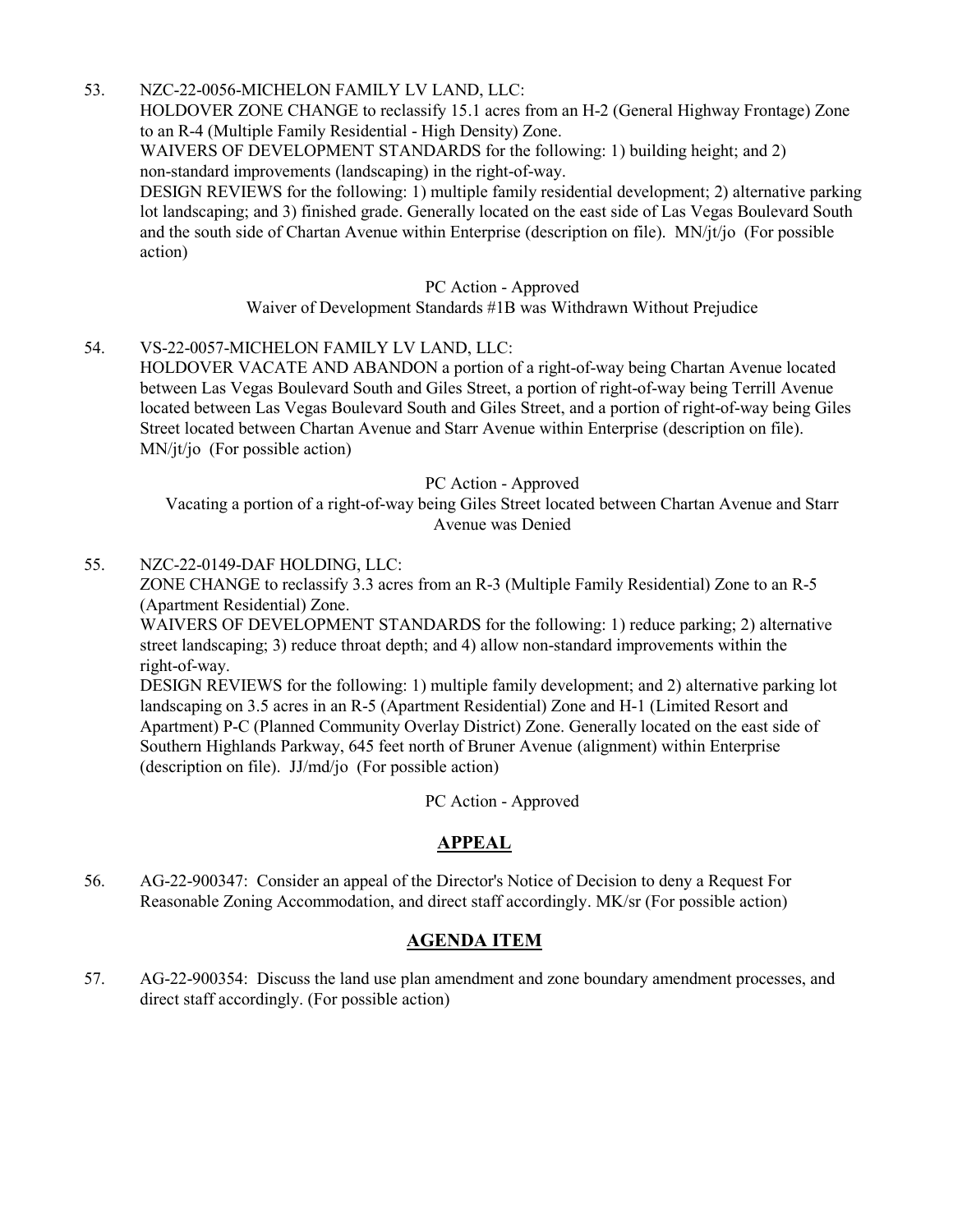53. NZC-22-0056-MICHELON FAMILY LV LAND, LLC:
HOLDOVER ZONE CHANGE to reclassify 15.1 acres from an H-2 (General Highway Frontage) Zone to an R-4 (Multiple Family Residential - High Density) Zone.
WAIVERS OF DEVELOPMENT STANDARDS for the following: 1) building height; and 2) non-standard improvements (landscaping) in the right-of-way.
DESIGN REVIEWS for the following: 1) multiple family residential development; 2) alternative parking lot landscaping; and 3) finished grade. Generally located on the east side of Las Vegas Boulevard South and the south side of Chartan Avenue within Enterprise (description on file). MN/jt/jo (For possible action)

PC Action - Approved
Waiver of Development Standards #1B was Withdrawn Without Prejudice

54. VS-22-0057-MICHELON FAMILY LV LAND, LLC:
HOLDOVER VACATE AND ABANDON a portion of a right-of-way being Chartan Avenue located between Las Vegas Boulevard South and Giles Street, a portion of right-of-way being Terrill Avenue located between Las Vegas Boulevard South and Giles Street, and a portion of right-of-way being Giles Street located between Chartan Avenue and Starr Avenue within Enterprise (description on file). MN/jt/jo (For possible action)

PC Action - Approved
Vacating a portion of a right-of-way being Giles Street located between Chartan Avenue and Starr Avenue was Denied

55. NZC-22-0149-DAF HOLDING, LLC:
ZONE CHANGE to reclassify 3.3 acres from an R-3 (Multiple Family Residential) Zone to an R-5 (Apartment Residential) Zone.
WAIVERS OF DEVELOPMENT STANDARDS for the following: 1) reduce parking; 2) alternative street landscaping; 3) reduce throat depth; and 4) allow non-standard improvements within the right-of-way.
DESIGN REVIEWS for the following: 1) multiple family development; and 2) alternative parking lot landscaping on 3.5 acres in an R-5 (Apartment Residential) Zone and H-1 (Limited Resort and Apartment) P-C (Planned Community Overlay District) Zone. Generally located on the east side of Southern Highlands Parkway, 645 feet north of Bruner Avenue (alignment) within Enterprise (description on file). JJ/md/jo (For possible action)

PC Action - Approved

## APPEAL

56. AG-22-900347: Consider an appeal of the Director's Notice of Decision to deny a Request For Reasonable Zoning Accommodation, and direct staff accordingly. MK/sr (For possible action)

## AGENDA ITEM

57. AG-22-900354: Discuss the land use plan amendment and zone boundary amendment processes, and direct staff accordingly. (For possible action)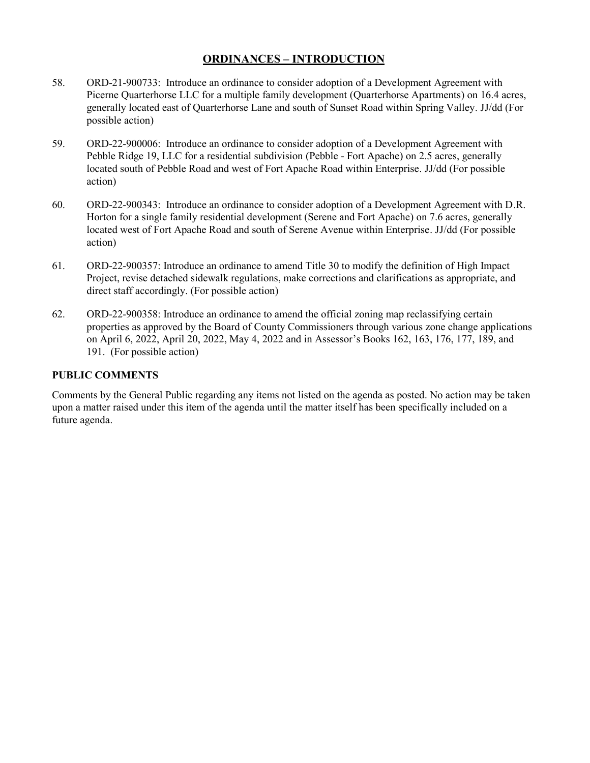## ORDINANCES – INTRODUCTION

58. ORD-21-900733: Introduce an ordinance to consider adoption of a Development Agreement with Picerne Quarterhorse LLC for a multiple family development (Quarterhorse Apartments) on 16.4 acres, generally located east of Quarterhorse Lane and south of Sunset Road within Spring Valley. JJ/dd (For possible action)

59. ORD-22-900006: Introduce an ordinance to consider adoption of a Development Agreement with Pebble Ridge 19, LLC for a residential subdivision (Pebble - Fort Apache) on 2.5 acres, generally located south of Pebble Road and west of Fort Apache Road within Enterprise. JJ/dd (For possible action)

60. ORD-22-900343: Introduce an ordinance to consider adoption of a Development Agreement with D.R. Horton for a single family residential development (Serene and Fort Apache) on 7.6 acres, generally located west of Fort Apache Road and south of Serene Avenue within Enterprise. JJ/dd (For possible action)

61. ORD-22-900357: Introduce an ordinance to amend Title 30 to modify the definition of High Impact Project, revise detached sidewalk regulations, make corrections and clarifications as appropriate, and direct staff accordingly. (For possible action)

62. ORD-22-900358: Introduce an ordinance to amend the official zoning map reclassifying certain properties as approved by the Board of County Commissioners through various zone change applications on April 6, 2022, April 20, 2022, May 4, 2022 and in Assessor's Books 162, 163, 176, 177, 189, and 191. (For possible action)

**PUBLIC COMMENTS**

Comments by the General Public regarding any items not listed on the agenda as posted. No action may be taken upon a matter raised under this item of the agenda until the matter itself has been specifically included on a future agenda.